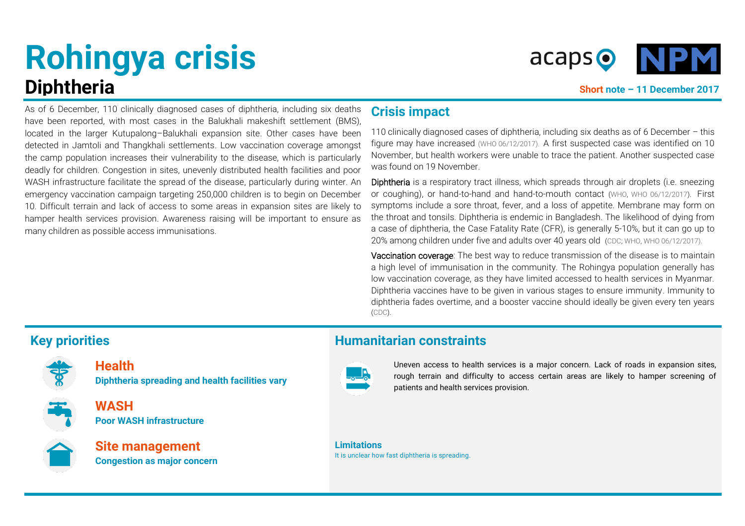# Rohingya crisis
## Diphtheria

Short note – 11 December 2017

As of 6 December, 110 clinically diagnosed cases of diphtheria, including six deaths have been reported, with most cases in the Balukhali makeshift settlement (BMS), located in the larger Kutupalong–Balukhali expansion site. Other cases have been detected in Jamtoli and Thangkhali settlements. Low vaccination coverage amongst the camp population increases their vulnerability to the disease, which is particularly deadly for children. Congestion in sites, unevenly distributed health facilities and poor WASH infrastructure facilitate the spread of the disease, particularly during winter. An emergency vaccination campaign targeting 250,000 children is to begin on December 10. Difficult terrain and lack of access to some areas in expansion sites are likely to hamper health services provision. Awareness raising will be important to ensure as many children as possible access immunisations.

## Crisis impact

110 clinically diagnosed cases of diphtheria, including six deaths as of 6 December – this figure may have increased (WHO 06/12/2017). A first suspected case was identified on 10 November, but health workers were unable to trace the patient. Another suspected case was found on 19 November.

Diphtheria is a respiratory tract illness, which spreads through air droplets (i.e. sneezing or coughing), or hand-to-hand and hand-to-mouth contact (WHO, WHO 06/12/2017). First symptoms include a sore throat, fever, and a loss of appetite. Membrane may form on the throat and tonsils. Diphtheria is endemic in Bangladesh. The likelihood of dying from a case of diphtheria, the Case Fatality Rate (CFR), is generally 5-10%, but it can go up to 20% among children under five and adults over 40 years old (CDC; WHO, WHO 06/12/2017).

Vaccination coverage: The best way to reduce transmission of the disease is to maintain a high level of immunisation in the community. The Rohingya population generally has low vaccination coverage, as they have limited accessed to health services in Myanmar. Diphtheria vaccines have to be given in various stages to ensure immunity. Immunity to diphtheria fades overtime, and a booster vaccine should ideally be given every ten years (CDC).

## Key priorities

**Health**
**Diphtheria spreading and health facilities vary**

**WASH**
**Poor WASH infrastructure**

**Site management**
**Congestion as major concern**

## Humanitarian constraints

Uneven access to health services is a major concern. Lack of roads in expansion sites, rough terrain and difficulty to access certain areas are likely to hamper screening of patients and health services provision.

**Limitations**

It is unclear how fast diphtheria is spreading.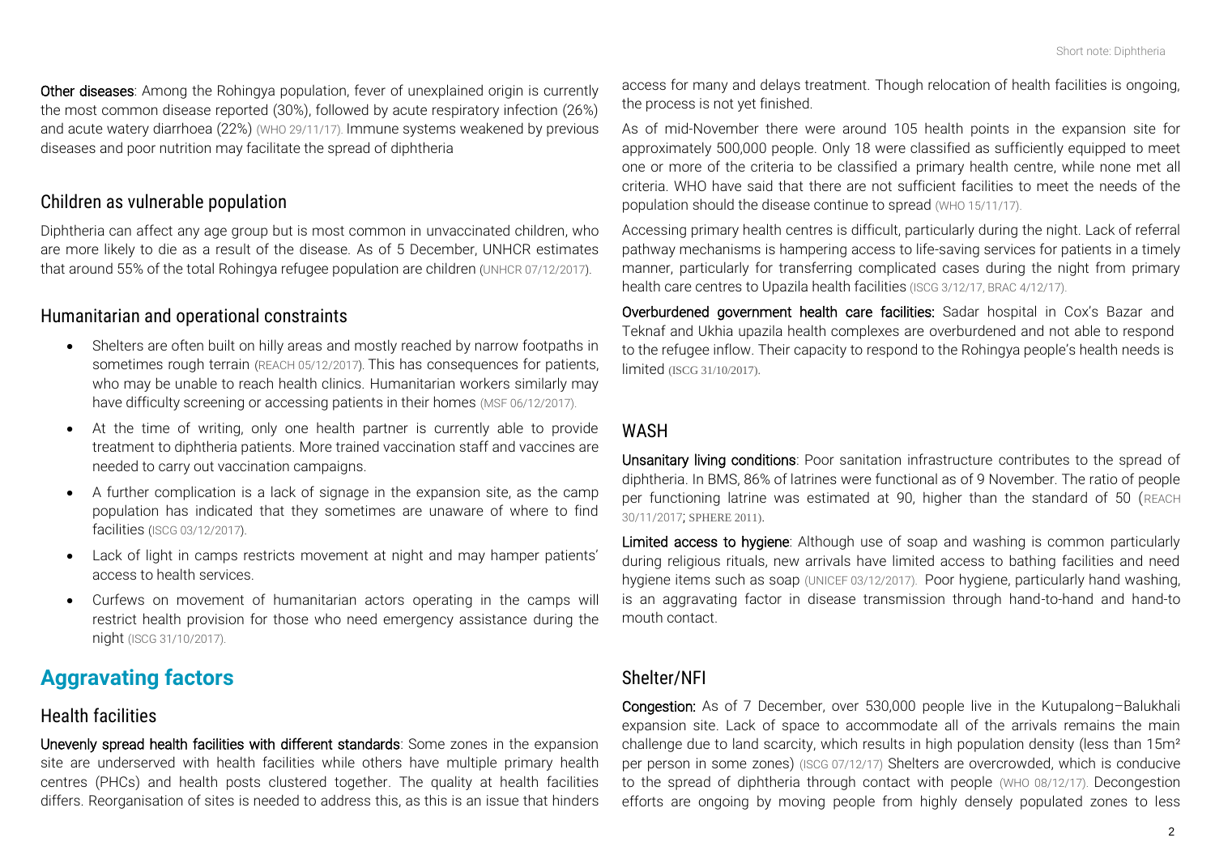**Other diseases**: Among the Rohingya population, fever of unexplained origin is currently the most common disease reported (30%), followed by acute respiratory infection (26%) and acute watery diarrhoea (22%) (WHO 29/11/17). Immune systems weakened by previous diseases and poor nutrition may facilitate the spread of diphtheria

### Children as vulnerable population

Diphtheria can affect any age group but is most common in unvaccinated children, who are more likely to die as a result of the disease. As of 5 December, UNHCR estimates that around 55% of the total Rohingya refugee population are children (UNHCR 07/12/2017).

### Humanitarian and operational constraints

- Shelters are often built on hilly areas and mostly reached by narrow footpaths in sometimes rough terrain (REACH 05/12/2017). This has consequences for patients, who may be unable to reach health clinics. Humanitarian workers similarly may have difficulty screening or accessing patients in their homes (MSF 06/12/2017).
- At the time of writing, only one health partner is currently able to provide treatment to diphtheria patients. More trained vaccination staff and vaccines are needed to carry out vaccination campaigns.
- A further complication is a lack of signage in the expansion site, as the camp population has indicated that they sometimes are unaware of where to find facilities (ISCG 03/12/2017).
- Lack of light in camps restricts movement at night and may hamper patients' access to health services.
- Curfews on movement of humanitarian actors operating in the camps will restrict health provision for those who need emergency assistance during the night (ISCG 31/10/2017).

## Aggravating factors

### Health facilities

**Unevenly spread health facilities with different standards**: Some zones in the expansion site are underserved with health facilities while others have multiple primary health centres (PHCs) and health posts clustered together. The quality at health facilities differs. Reorganisation of sites is needed to address this, as this is an issue that hinders access for many and delays treatment. Though relocation of health facilities is ongoing, the process is not yet finished.

As of mid-November there were around 105 health points in the expansion site for approximately 500,000 people. Only 18 were classified as sufficiently equipped to meet one or more of the criteria to be classified a primary health centre, while none met all criteria. WHO have said that there are not sufficient facilities to meet the needs of the population should the disease continue to spread (WHO 15/11/17).

Accessing primary health centres is difficult, particularly during the night. Lack of referral pathway mechanisms is hampering access to life-saving services for patients in a timely manner, particularly for transferring complicated cases during the night from primary health care centres to Upazila health facilities (ISCG 3/12/17, BRAC 4/12/17).

**Overburdened government health care facilities:** Sadar hospital in Cox's Bazar and Teknaf and Ukhia upazila health complexes are overburdened and not able to respond to the refugee inflow. Their capacity to respond to the Rohingya people's health needs is limited (ISCG 31/10/2017).

### WASH

**Unsanitary living conditions**: Poor sanitation infrastructure contributes to the spread of diphtheria. In BMS, 86% of latrines were functional as of 9 November. The ratio of people per functioning latrine was estimated at 90, higher than the standard of 50 (REACH 30/11/2017; SPHERE 2011).

**Limited access to hygiene**: Although use of soap and washing is common particularly during religious rituals, new arrivals have limited access to bathing facilities and need hygiene items such as soap (UNICEF 03/12/2017). Poor hygiene, particularly hand washing, is an aggravating factor in disease transmission through hand-to-hand and hand-to mouth contact.

### Shelter/NFI

**Congestion:** As of 7 December, over 530,000 people live in the Kutupalong–Balukhali expansion site. Lack of space to accommodate all of the arrivals remains the main challenge due to land scarcity, which results in high population density (less than 15m² per person in some zones) (ISCG 07/12/17) Shelters are overcrowded, which is conducive to the spread of diphtheria through contact with people (WHO 08/12/17). Decongestion efforts are ongoing by moving people from highly densely populated zones to less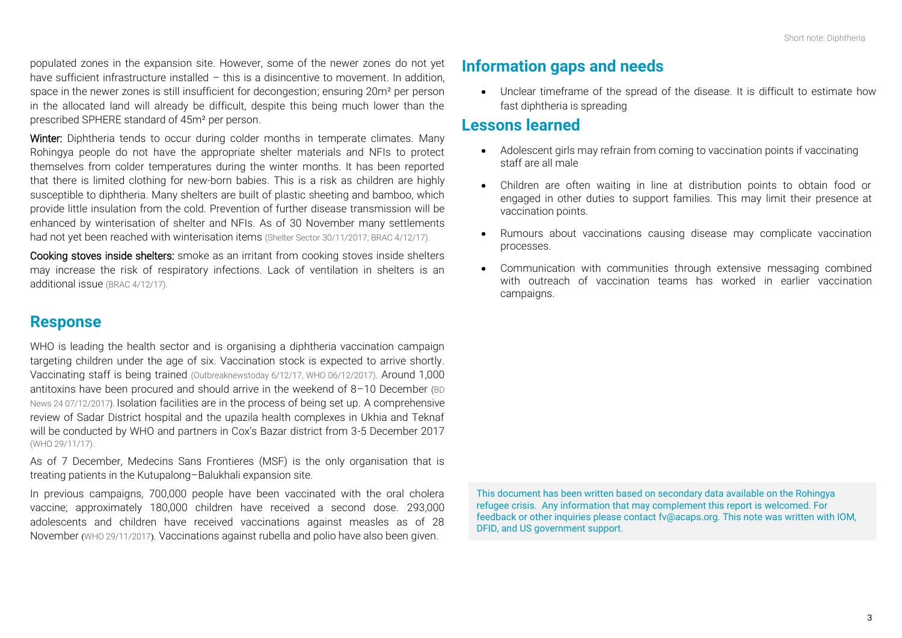populated zones in the expansion site. However, some of the newer zones do not yet have sufficient infrastructure installed – this is a disincentive to movement. In addition, space in the newer zones is still insufficient for decongestion; ensuring 20m² per person in the allocated land will already be difficult, despite this being much lower than the prescribed SPHERE standard of 45m² per person.

**Winter:** Diphtheria tends to occur during colder months in temperate climates. Many Rohingya people do not have the appropriate shelter materials and NFIs to protect themselves from colder temperatures during the winter months. It has been reported that there is limited clothing for new-born babies. This is a risk as children are highly susceptible to diphtheria. Many shelters are built of plastic sheeting and bamboo, which provide little insulation from the cold. Prevention of further disease transmission will be enhanced by winterisation of shelter and NFIs. As of 30 November many settlements had not yet been reached with winterisation items (Shelter Sector 30/11/2017; BRAC 4/12/17).

**Cooking stoves inside shelters:** smoke as an irritant from cooking stoves inside shelters may increase the risk of respiratory infections. Lack of ventilation in shelters is an additional issue (BRAC 4/12/17).

## Response

WHO is leading the health sector and is organising a diphtheria vaccination campaign targeting children under the age of six. Vaccination stock is expected to arrive shortly. Vaccinating staff is being trained (Outbreaknewstoday 6/12/17, WHO 06/12/2017). Around 1,000 antitoxins have been procured and should arrive in the weekend of 8–10 December (BD News 24 07/12/2017). Isolation facilities are in the process of being set up. A comprehensive review of Sadar District hospital and the upazila health complexes in Ukhia and Teknaf will be conducted by WHO and partners in Cox's Bazar district from 3-5 December 2017 (WHO 29/11/17).

As of 7 December, Medecins Sans Frontieres (MSF) is the only organisation that is treating patients in the Kutupalong–Balukhali expansion site.

In previous campaigns, 700,000 people have been vaccinated with the oral cholera vaccine; approximately 180,000 children have received a second dose. 293,000 adolescents and children have received vaccinations against measles as of 28 November (WHO 29/11/2017). Vaccinations against rubella and polio have also been given.

## Information gaps and needs

- Unclear timeframe of the spread of the disease. It is difficult to estimate how fast diphtheria is spreading

## Lessons learned

- Adolescent girls may refrain from coming to vaccination points if vaccinating staff are all male
- Children are often waiting in line at distribution points to obtain food or engaged in other duties to support families. This may limit their presence at vaccination points.
- Rumours about vaccinations causing disease may complicate vaccination processes.
- Communication with communities through extensive messaging combined with outreach of vaccination teams has worked in earlier vaccination campaigns.

This document has been written based on secondary data available on the Rohingya refugee crisis. Any information that may complement this report is welcomed. For feedback or other inquiries please contact fv@acaps.org. This note was written with IOM, DFID, and US government support.